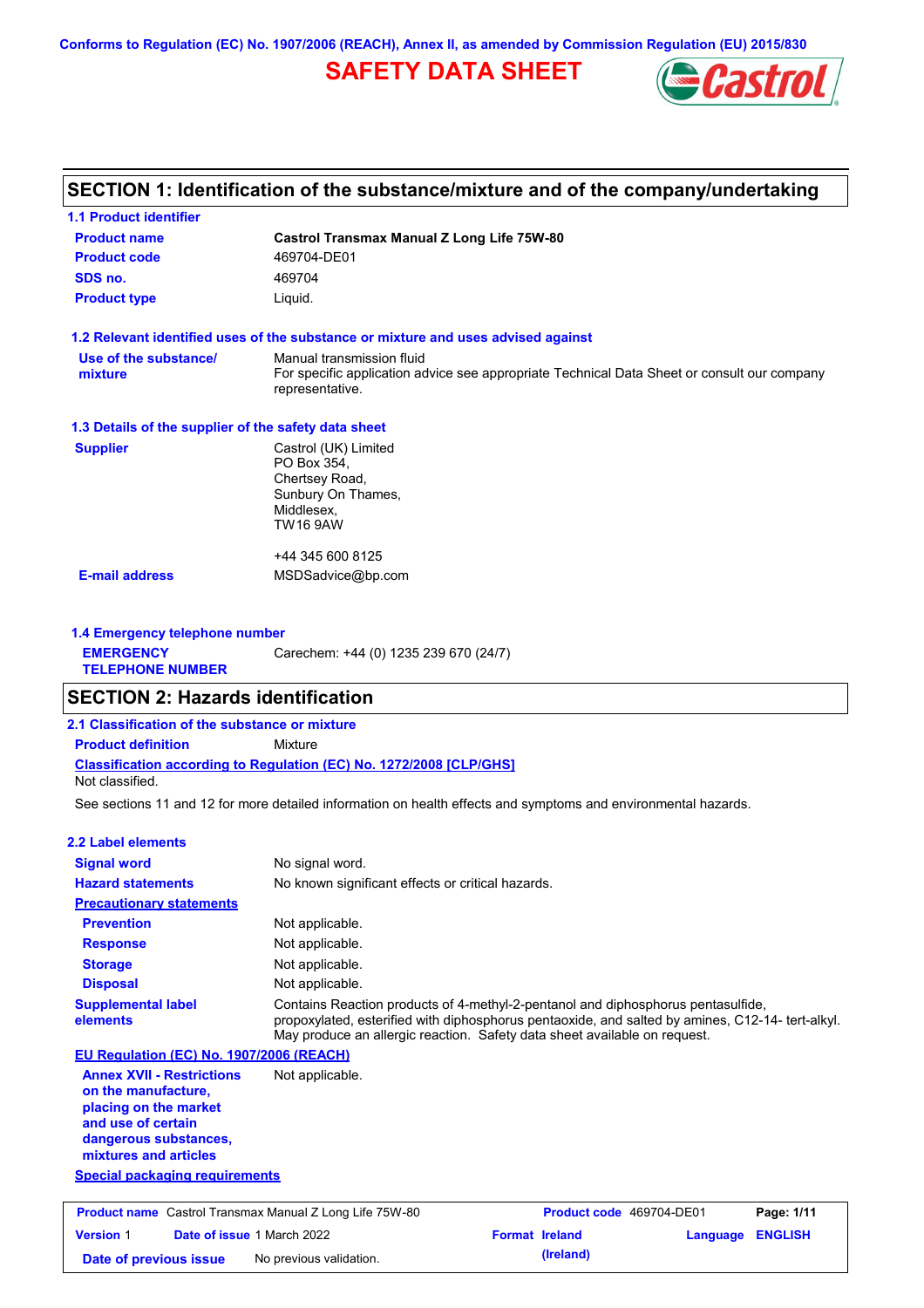Conforms to Regulation (EC) No. 1907/2006 (REACH), Annex II, as amended by Commission Regulation (EU) 2015/830

# SAFETY DATA SHEET

## SECTION 1: Identification of the substance/mixture and of the company/undertaking

### 1.1 Product identifier

| | |
|---|---|
| **Product name** | **Castrol Transmax Manual Z Long Life 75W-80** |
| **Product code** | 469704-DE01 |
| **SDS no.** | 469704 |
| **Product type** | Liquid. |

### 1.2 Relevant identified uses of the substance or mixture and uses advised against

| | |
|---|---|
| **Use of the substance/ mixture** | Manual transmission fluid<br>For specific application advice see appropriate Technical Data Sheet or consult our company representative. |

### 1.3 Details of the supplier of the safety data sheet

| | |
|---|---|
| **Supplier** | Castrol (UK) Limited<br>PO Box 354,<br>Chertsey Road,<br>Sunbury On Thames,<br>Middlesex,<br>TW16 9AW<br><br>+44 345 600 8125 |
| **E-mail address** | MSDSadvice@bp.com |

### 1.4 Emergency telephone number

| | |
|---|---|
| **EMERGENCY TELEPHONE NUMBER** | Carechem: +44 (0) 1235 239 670 (24/7) |

## SECTION 2: Hazards identification

### 2.1 Classification of the substance or mixture

**Product definition** Mixture

**Classification according to Regulation (EC) No. 1272/2008 [CLP/GHS]**

Not classified.

See sections 11 and 12 for more detailed information on health effects and symptoms and environmental hazards.

### 2.2 Label elements

| | |
|---|---|
| **Signal word** | No signal word. |
| **Hazard statements** | No known significant effects or critical hazards. |
| **Precautionary statements** | |
| **Prevention** | Not applicable. |
| **Response** | Not applicable. |
| **Storage** | Not applicable. |
| **Disposal** | Not applicable. |
| **Supplemental label elements** | Contains Reaction products of 4-methyl-2-pentanol and diphosphorus pentasulfide, propoxylated, esterified with diphosphorus pentaoxide, and salted by amines, C12-14- tert-alkyl. May produce an allergic reaction. Safety data sheet available on request. |

**EU Regulation (EC) No. 1907/2006 (REACH)**

| | |
|---|---|
| **Annex XVII - Restrictions on the manufacture, placing on the market and use of certain dangerous substances, mixtures and articles** | Not applicable. |

**Special packaging requirements**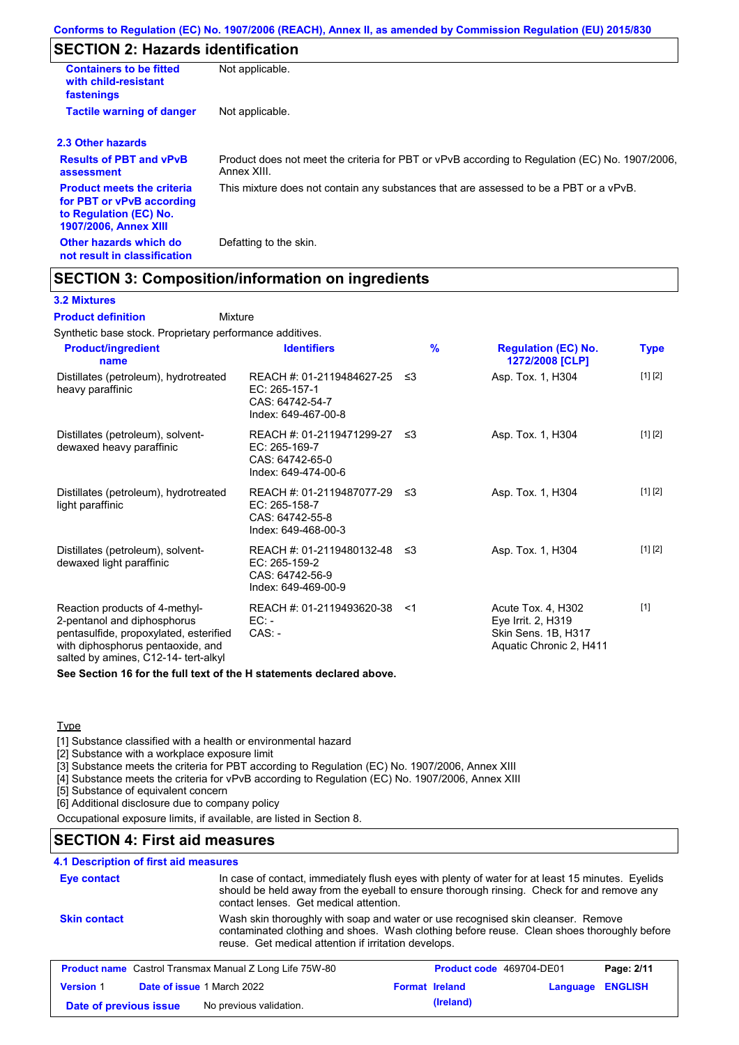## SECTION 2: Hazards identification

| | |
|---|---|
| **Containers to be fitted with child-resistant fastenings** | Not applicable. |
| **Tactile warning of danger** | Not applicable. |

### 2.3 Other hazards

| | |
|---|---|
| **Results of PBT and vPvB assessment** | Product does not meet the criteria for PBT or vPvB according to Regulation (EC) No. 1907/2006, Annex XIII. |
| **Product meets the criteria for PBT or vPvB according to Regulation (EC) No. 1907/2006, Annex XIII** | This mixture does not contain any substances that are assessed to be a PBT or a vPvB. |
| **Other hazards which do not result in classification** | Defatting to the skin. |

## SECTION 3: Composition/information on ingredients

### 3.2 Mixtures

**Product definition** Mixture

Synthetic base stock. Proprietary performance additives.

| Product/ingredient name | Identifiers | % | Regulation (EC) No. 1272/2008 [CLP] | Type |
|---|---|---|---|---|
| Distillates (petroleum), hydrotreated heavy paraffinic | REACH #: 01-2119484627-25<br>EC: 265-157-1<br>CAS: 64742-54-7<br>Index: 649-467-00-8 | ≤3 | Asp. Tox. 1, H304 | [1] [2] |
| Distillates (petroleum), solvent-dewaxed heavy paraffinic | REACH #: 01-2119471299-27<br>EC: 265-169-7<br>CAS: 64742-65-0<br>Index: 649-474-00-6 | ≤3 | Asp. Tox. 1, H304 | [1] [2] |
| Distillates (petroleum), hydrotreated light paraffinic | REACH #: 01-2119487077-29<br>EC: 265-158-7<br>CAS: 64742-55-8<br>Index: 649-468-00-3 | ≤3 | Asp. Tox. 1, H304 | [1] [2] |
| Distillates (petroleum), solvent-dewaxed light paraffinic | REACH #: 01-2119480132-48<br>EC: 265-159-2<br>CAS: 64742-56-9<br>Index: 649-469-00-9 | ≤3 | Asp. Tox. 1, H304 | [1] [2] |
| Reaction products of 4-methyl-2-pentanol and diphosphorus pentasulfide, propoxylated, esterified with diphosphorus pentaoxide, and salted by amines, C12-14- tert-alkyl | REACH #: 01-2119493620-38<br>EC: -<br>CAS: - | <1 | Acute Tox. 4, H302<br>Eye Irrit. 2, H319<br>Skin Sens. 1B, H317<br>Aquatic Chronic 2, H411 | [1] |

**See Section 16 for the full text of the H statements declared above.**

Type

[1] Substance classified with a health or environmental hazard
[2] Substance with a workplace exposure limit
[3] Substance meets the criteria for PBT according to Regulation (EC) No. 1907/2006, Annex XIII
[4] Substance meets the criteria for vPvB according to Regulation (EC) No. 1907/2006, Annex XIII
[5] Substance of equivalent concern
[6] Additional disclosure due to company policy

Occupational exposure limits, if available, are listed in Section 8.

## SECTION 4: First aid measures

### 4.1 Description of first aid measures

| | |
|---|---|
| **Eye contact** | In case of contact, immediately flush eyes with plenty of water for at least 15 minutes. Eyelids should be held away from the eyeball to ensure thorough rinsing. Check for and remove any contact lenses. Get medical attention. |
| **Skin contact** | Wash skin thoroughly with soap and water or use recognised skin cleanser. Remove contaminated clothing and shoes. Wash clothing before reuse. Clean shoes thoroughly before reuse. Get medical attention if irritation develops. |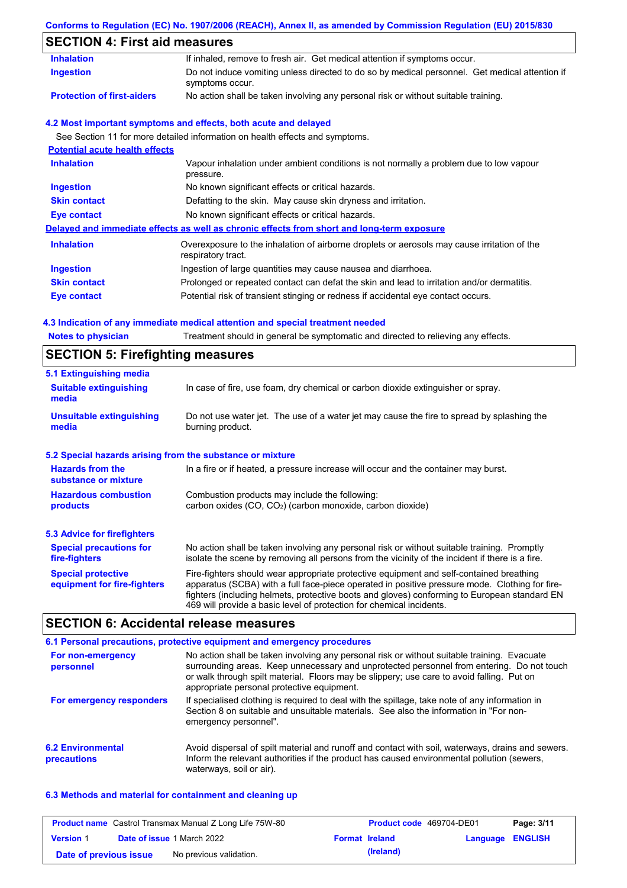## SECTION 4: First aid measures

| | |
|---|---|
| **Inhalation** | If inhaled, remove to fresh air. Get medical attention if symptoms occur. |
| **Ingestion** | Do not induce vomiting unless directed to do so by medical personnel. Get medical attention if symptoms occur. |
| **Protection of first-aiders** | No action shall be taken involving any personal risk or without suitable training. |

### 4.2 Most important symptoms and effects, both acute and delayed

See Section 11 for more detailed information on health effects and symptoms.

**Potential acute health effects**

| | |
|---|---|
| **Inhalation** | Vapour inhalation under ambient conditions is not normally a problem due to low vapour pressure. |
| **Ingestion** | No known significant effects or critical hazards. |
| **Skin contact** | Defatting to the skin. May cause skin dryness and irritation. |
| **Eye contact** | No known significant effects or critical hazards. |

**Delayed and immediate effects as well as chronic effects from short and long-term exposure**

| | |
|---|---|
| **Inhalation** | Overexposure to the inhalation of airborne droplets or aerosols may cause irritation of the respiratory tract. |
| **Ingestion** | Ingestion of large quantities may cause nausea and diarrhoea. |
| **Skin contact** | Prolonged or repeated contact can defat the skin and lead to irritation and/or dermatitis. |
| **Eye contact** | Potential risk of transient stinging or redness if accidental eye contact occurs. |

### 4.3 Indication of any immediate medical attention and special treatment needed

| | |
|---|---|
| **Notes to physician** | Treatment should in general be symptomatic and directed to relieving any effects. |

## SECTION 5: Firefighting measures

### 5.1 Extinguishing media

| | |
|---|---|
| **Suitable extinguishing media** | In case of fire, use foam, dry chemical or carbon dioxide extinguisher or spray. |
| **Unsuitable extinguishing media** | Do not use water jet. The use of a water jet may cause the fire to spread by splashing the burning product. |

### 5.2 Special hazards arising from the substance or mixture

| | |
|---|---|
| **Hazards from the substance or mixture** | In a fire or if heated, a pressure increase will occur and the container may burst. |
| **Hazardous combustion products** | Combustion products may include the following: carbon oxides (CO, $CO_2$) (carbon monoxide, carbon dioxide) |

### 5.3 Advice for firefighters

| | |
|---|---|
| **Special precautions for fire-fighters** | No action shall be taken involving any personal risk or without suitable training. Promptly isolate the scene by removing all persons from the vicinity of the incident if there is a fire. |
| **Special protective equipment for fire-fighters** | Fire-fighters should wear appropriate protective equipment and self-contained breathing apparatus (SCBA) with a full face-piece operated in positive pressure mode. Clothing for fire-fighters (including helmets, protective boots and gloves) conforming to European standard EN 469 will provide a basic level of protection for chemical incidents. |

## SECTION 6: Accidental release measures

### 6.1 Personal precautions, protective equipment and emergency procedures

| | |
|---|---|
| **For non-emergency personnel** | No action shall be taken involving any personal risk or without suitable training. Evacuate surrounding areas. Keep unnecessary and unprotected personnel from entering. Do not touch or walk through spilt material. Floors may be slippery; use care to avoid falling. Put on appropriate personal protective equipment. |
| **For emergency responders** | If specialised clothing is required to deal with the spillage, take note of any information in Section 8 on suitable and unsuitable materials. See also the information in "For non-emergency personnel". |

| | |
|---|---|
| **6.2 Environmental precautions** | Avoid dispersal of spilt material and runoff and contact with soil, waterways, drains and sewers. Inform the relevant authorities if the product has caused environmental pollution (sewers, waterways, soil or air). |

### 6.3 Methods and material for containment and cleaning up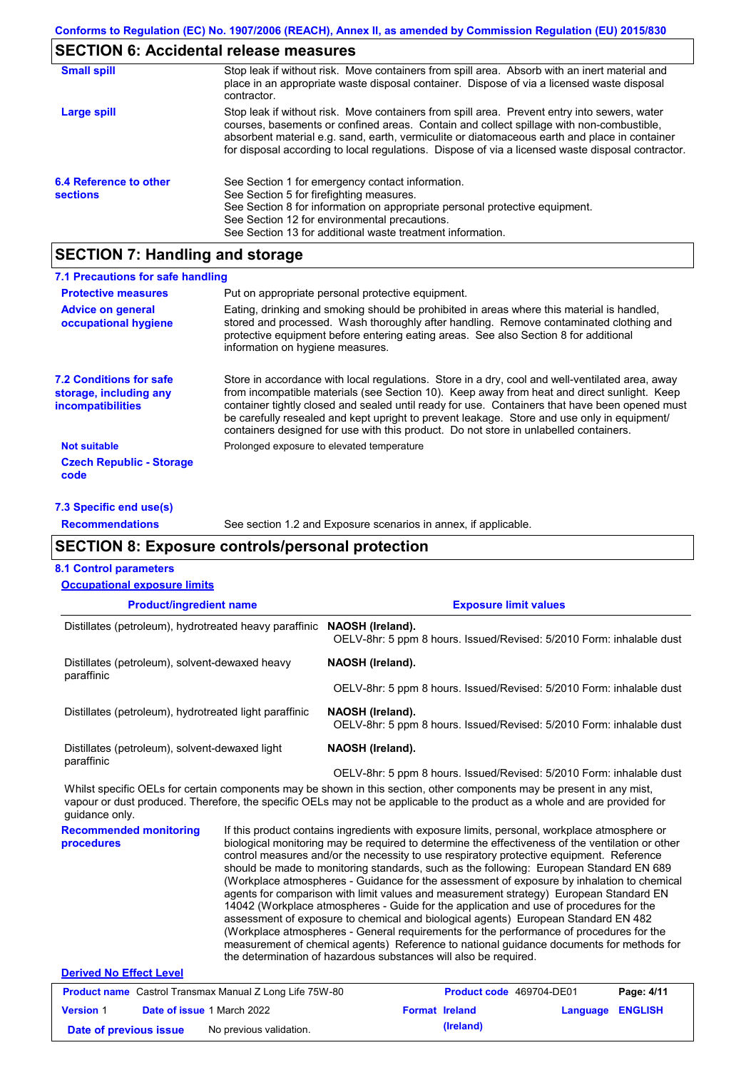## SECTION 6: Accidental release measures

**Small spill**

Stop leak if without risk. Move containers from spill area. Absorb with an inert material and place in an appropriate waste disposal container. Dispose of via a licensed waste disposal contractor.

**Large spill**

Stop leak if without risk. Move containers from spill area. Prevent entry into sewers, water courses, basements or confined areas. Contain and collect spillage with non-combustible, absorbent material e.g. sand, earth, vermiculite or diatomaceous earth and place in container for disposal according to local regulations. Dispose of via a licensed waste disposal contractor.

**6.4 Reference to other sections**

See Section 1 for emergency contact information.
See Section 5 for firefighting measures.
See Section 8 for information on appropriate personal protective equipment.
See Section 12 for environmental precautions.
See Section 13 for additional waste treatment information.

## SECTION 7: Handling and storage

### 7.1 Precautions for safe handling

**Protective measures**

Put on appropriate personal protective equipment.

**Advice on general occupational hygiene**

Eating, drinking and smoking should be prohibited in areas where this material is handled, stored and processed. Wash thoroughly after handling. Remove contaminated clothing and protective equipment before entering eating areas. See also Section 8 for additional information on hygiene measures.

**7.2 Conditions for safe storage, including any incompatibilities**

Store in accordance with local regulations. Store in a dry, cool and well-ventilated area, away from incompatible materials (see Section 10). Keep away from heat and direct sunlight. Keep container tightly closed and sealed until ready for use. Containers that have been opened must be carefully resealed and kept upright to prevent leakage. Store and use only in equipment/containers designed for use with this product. Do not store in unlabelled containers.

**Not suitable**

Prolonged exposure to elevated temperature

**Czech Republic - Storage code**

### 7.3 Specific end use(s)

**Recommendations**

See section 1.2 and Exposure scenarios in annex, if applicable.

## SECTION 8: Exposure controls/personal protection

### 8.1 Control parameters

**Occupational exposure limits**

| Product/ingredient name | Exposure limit values |
|---|---|
| Distillates (petroleum), hydrotreated heavy paraffinic | **NAOSH (Ireland).** OELV-8hr: 5 ppm 8 hours. Issued/Revised: 5/2010 Form: inhalable dust |
| Distillates (petroleum), solvent-dewaxed heavy paraffinic | **NAOSH (Ireland).** OELV-8hr: 5 ppm 8 hours. Issued/Revised: 5/2010 Form: inhalable dust |
| Distillates (petroleum), hydrotreated light paraffinic | **NAOSH (Ireland).** OELV-8hr: 5 ppm 8 hours. Issued/Revised: 5/2010 Form: inhalable dust |
| Distillates (petroleum), solvent-dewaxed light paraffinic | **NAOSH (Ireland).** OELV-8hr: 5 ppm 8 hours. Issued/Revised: 5/2010 Form: inhalable dust |

Whilst specific OELs for certain components may be shown in this section, other components may be present in any mist, vapour or dust produced. Therefore, the specific OELs may not be applicable to the product as a whole and are provided for guidance only.

**Recommended monitoring procedures**

If this product contains ingredients with exposure limits, personal, workplace atmosphere or biological monitoring may be required to determine the effectiveness of the ventilation or other control measures and/or the necessity to use respiratory protective equipment. Reference should be made to monitoring standards, such as the following: European Standard EN 689 (Workplace atmospheres - Guidance for the assessment of exposure by inhalation to chemical agents for comparison with limit values and measurement strategy) European Standard EN 14042 (Workplace atmospheres - Guide for the application and use of procedures for the assessment of exposure to chemical and biological agents) European Standard EN 482 (Workplace atmospheres - General requirements for the performance of procedures for the measurement of chemical agents) Reference to national guidance documents for methods for the determination of hazardous substances will also be required.

**Derived No Effect Level**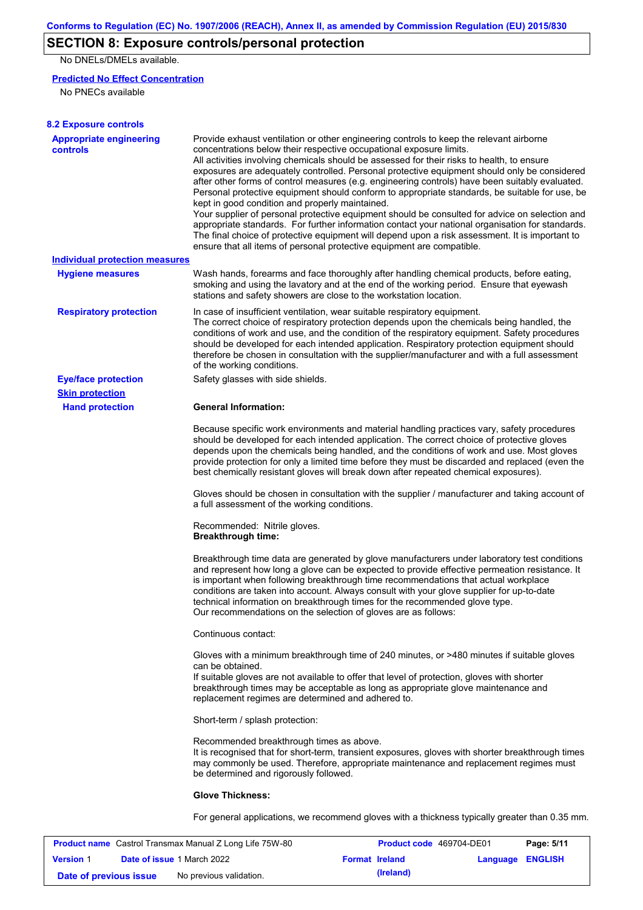## SECTION 8: Exposure controls/personal protection

No DNELs/DMELs available.

**Predicted No Effect Concentration**

No PNECs available

**8.2 Exposure controls**

**Appropriate engineering controls**

Provide exhaust ventilation or other engineering controls to keep the relevant airborne concentrations below their respective occupational exposure limits.
All activities involving chemicals should be assessed for their risks to health, to ensure exposures are adequately controlled. Personal protective equipment should only be considered after other forms of control measures (e.g. engineering controls) have been suitably evaluated. Personal protective equipment should conform to appropriate standards, be suitable for use, be kept in good condition and properly maintained.
Your supplier of personal protective equipment should be consulted for advice on selection and appropriate standards. For further information contact your national organisation for standards. The final choice of protective equipment will depend upon a risk assessment. It is important to ensure that all items of personal protective equipment are compatible.

**Individual protection measures**

**Hygiene measures**

Wash hands, forearms and face thoroughly after handling chemical products, before eating, smoking and using the lavatory and at the end of the working period. Ensure that eyewash stations and safety showers are close to the workstation location.

**Respiratory protection**

In case of insufficient ventilation, wear suitable respiratory equipment.
The correct choice of respiratory protection depends upon the chemicals being handled, the conditions of work and use, and the condition of the respiratory equipment. Safety procedures should be developed for each intended application. Respiratory protection equipment should therefore be chosen in consultation with the supplier/manufacturer and with a full assessment of the working conditions.

**Eye/face protection**

Safety glasses with side shields.

**Skin protection**

**Hand protection**

**General Information:**

Because specific work environments and material handling practices vary, safety procedures should be developed for each intended application. The correct choice of protective gloves depends upon the chemicals being handled, and the conditions of work and use. Most gloves provide protection for only a limited time before they must be discarded and replaced (even the best chemically resistant gloves will break down after repeated chemical exposures).

Gloves should be chosen in consultation with the supplier / manufacturer and taking account of a full assessment of the working conditions.

Recommended: Nitrile gloves.
**Breakthrough time:**

Breakthrough time data are generated by glove manufacturers under laboratory test conditions and represent how long a glove can be expected to provide effective permeation resistance. It is important when following breakthrough time recommendations that actual workplace conditions are taken into account. Always consult with your glove supplier for up-to-date technical information on breakthrough times for the recommended glove type.
Our recommendations on the selection of gloves are as follows:

Continuous contact:

Gloves with a minimum breakthrough time of 240 minutes, or >480 minutes if suitable gloves can be obtained.
If suitable gloves are not available to offer that level of protection, gloves with shorter breakthrough times may be acceptable as long as appropriate glove maintenance and replacement regimes are determined and adhered to.

Short-term / splash protection:

Recommended breakthrough times as above.
It is recognised that for short-term, transient exposures, gloves with shorter breakthrough times may commonly be used. Therefore, appropriate maintenance and replacement regimes must be determined and rigorously followed.

**Glove Thickness:**

For general applications, we recommend gloves with a thickness typically greater than 0.35 mm.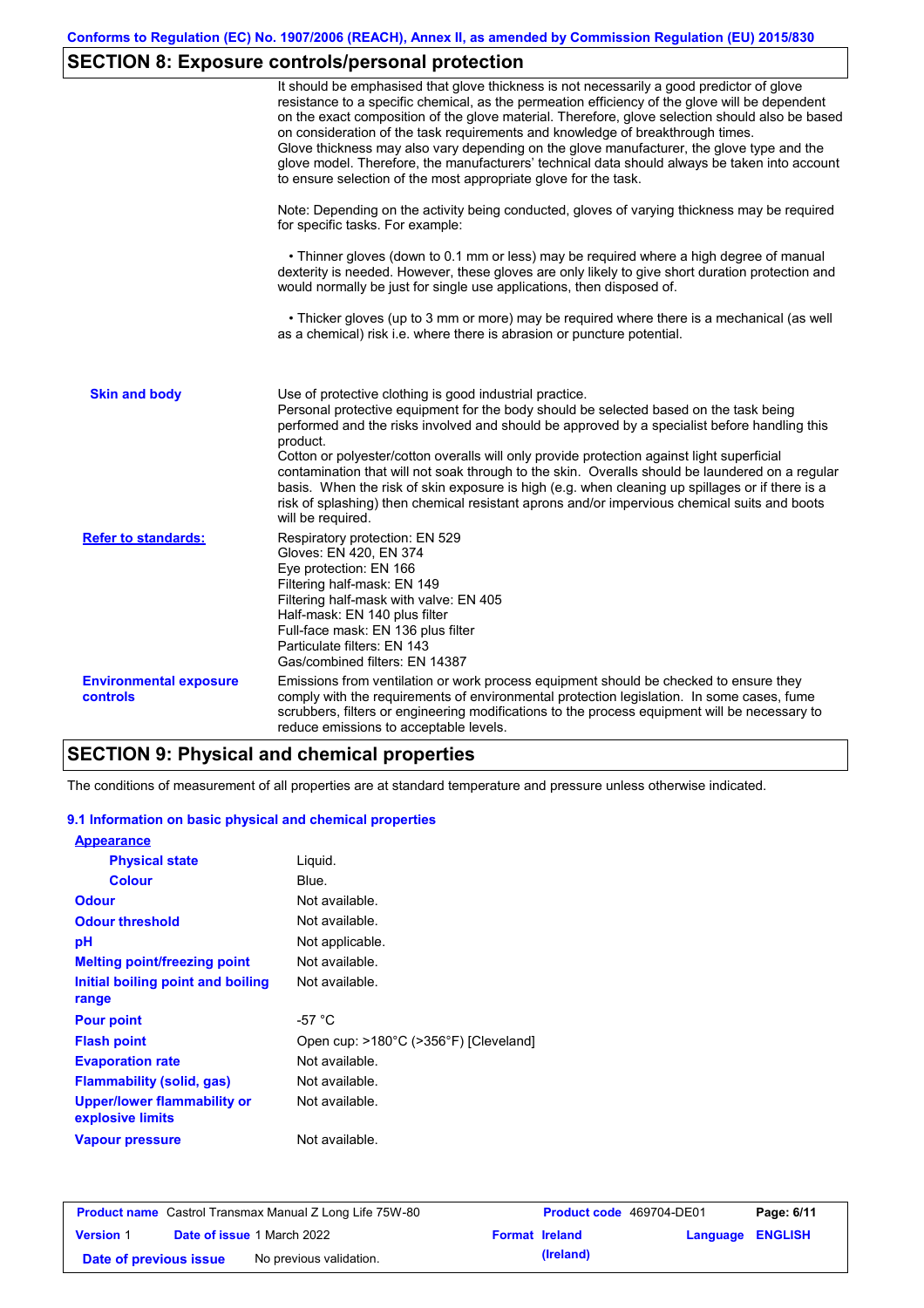## SECTION 8: Exposure controls/personal protection

It should be emphasised that glove thickness is not necessarily a good predictor of glove resistance to a specific chemical, as the permeation efficiency of the glove will be dependent on the exact composition of the glove material. Therefore, glove selection should also be based on consideration of the task requirements and knowledge of breakthrough times.
Glove thickness may also vary depending on the glove manufacturer, the glove type and the glove model. Therefore, the manufacturers' technical data should always be taken into account to ensure selection of the most appropriate glove for the task.

Note: Depending on the activity being conducted, gloves of varying thickness may be required for specific tasks. For example:

• Thinner gloves (down to 0.1 mm or less) may be required where a high degree of manual dexterity is needed. However, these gloves are only likely to give short duration protection and would normally be just for single use applications, then disposed of.

• Thicker gloves (up to 3 mm or more) may be required where there is a mechanical (as well as a chemical) risk i.e. where there is abrasion or puncture potential.

**Skin and body**

Use of protective clothing is good industrial practice.
Personal protective equipment for the body should be selected based on the task being performed and the risks involved and should be approved by a specialist before handling this product.
Cotton or polyester/cotton overalls will only provide protection against light superficial contamination that will not soak through to the skin. Overalls should be laundered on a regular basis. When the risk of skin exposure is high (e.g. when cleaning up spillages or if there is a risk of splashing) then chemical resistant aprons and/or impervious chemical suits and boots will be required.

**Refer to standards:**

Respiratory protection: EN 529
Gloves: EN 420, EN 374
Eye protection: EN 166
Filtering half-mask: EN 149
Filtering half-mask with valve: EN 405
Half-mask: EN 140 plus filter
Full-face mask: EN 136 plus filter
Particulate filters: EN 143
Gas/combined filters: EN 14387

**Environmental exposure controls**

Emissions from ventilation or work process equipment should be checked to ensure they comply with the requirements of environmental protection legislation. In some cases, fume scrubbers, filters or engineering modifications to the process equipment will be necessary to reduce emissions to acceptable levels.

## SECTION 9: Physical and chemical properties

The conditions of measurement of all properties are at standard temperature and pressure unless otherwise indicated.

### 9.1 Information on basic physical and chemical properties

**Appearance**

| | |
|---|---|
| **Physical state** | Liquid. |
| **Colour** | Blue. |
| **Odour** | Not available. |
| **Odour threshold** | Not available. |
| **pH** | Not applicable. |
| **Melting point/freezing point** | Not available. |
| **Initial boiling point and boiling range** | Not available. |
| **Pour point** | -57 °C |
| **Flash point** | Open cup: >180°C (>356°F) [Cleveland] |
| **Evaporation rate** | Not available. |
| **Flammability (solid, gas)** | Not available. |
| **Upper/lower flammability or explosive limits** | Not available. |
| **Vapour pressure** | Not available. |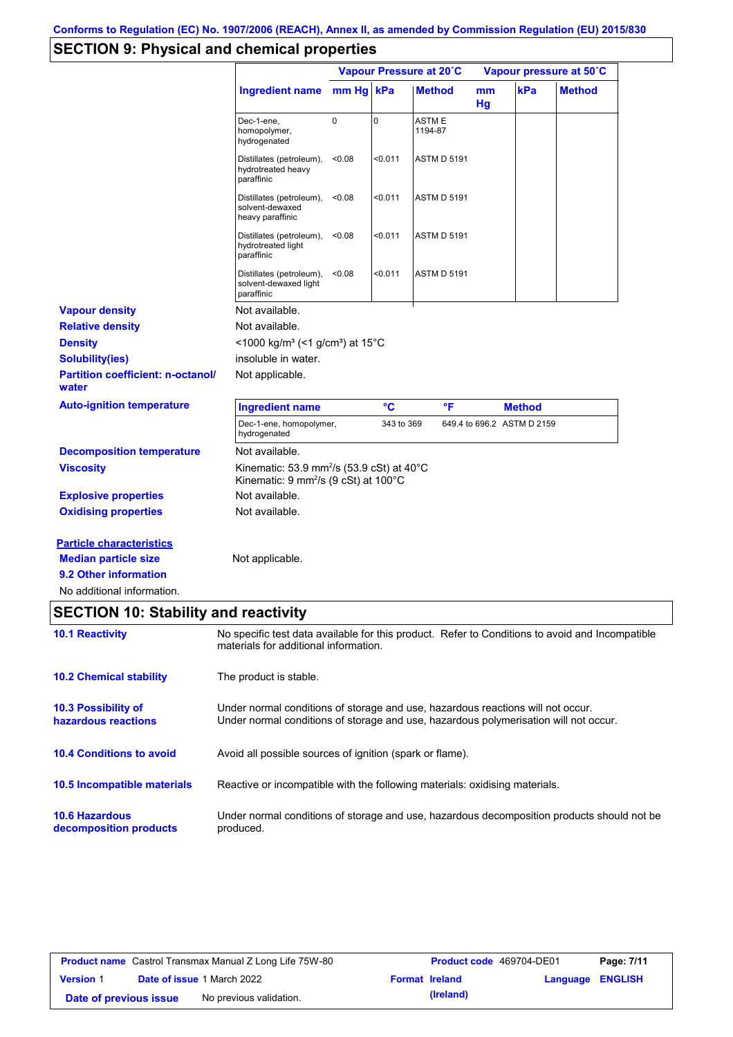## SECTION 9: Physical and chemical properties

| Ingredient name | Vapour Pressure at 20˚C | | | Vapour pressure at 50˚C | | |
|---|---|---|---|---|---|---|
| | mm Hg | kPa | Method | mm Hg | kPa | Method |
| Dec-1-ene, homopolymer, hydrogenated | 0 | 0 | ASTM E 1194-87 | | | |
| Distillates (petroleum), hydrotreated heavy paraffinic | <0.08 | <0.011 | ASTM D 5191 | | | |
| Distillates (petroleum), solvent-dewaxed heavy paraffinic | <0.08 | <0.011 | ASTM D 5191 | | | |
| Distillates (petroleum), hydrotreated light paraffinic | <0.08 | <0.011 | ASTM D 5191 | | | |
| Distillates (petroleum), solvent-dewaxed light paraffinic | <0.08 | <0.011 | ASTM D 5191 | | | |

**Vapour density** Not available.

**Relative density** Not available.

**Density** <1000 kg/m³ (<1 g/cm³) at 15°C

**Solubility(ies)** insoluble in water.

**Partition coefficient: n-octanol/water** Not applicable.

**Auto-ignition temperature**

| Ingredient name | °C | °F | Method |
|---|---|---|---|
| Dec-1-ene, homopolymer, hydrogenated | 343 to 369 | 649.4 to 696.2 | ASTM D 2159 |

**Decomposition temperature** Not available.

**Viscosity** Kinematic: 53.9 mm²/s (53.9 cSt) at 40°C
Kinematic: 9 mm²/s (9 cSt) at 100°C

**Explosive properties** Not available.

**Oxidising properties** Not available.

**Particle characteristics**

**Median particle size** Not applicable.

**9.2 Other information**

No additional information.

## SECTION 10: Stability and reactivity

**10.1 Reactivity** No specific test data available for this product. Refer to Conditions to avoid and Incompatible materials for additional information.

**10.2 Chemical stability** The product is stable.

**10.3 Possibility of hazardous reactions** Under normal conditions of storage and use, hazardous reactions will not occur.
Under normal conditions of storage and use, hazardous polymerisation will not occur.

**10.4 Conditions to avoid** Avoid all possible sources of ignition (spark or flame).

**10.5 Incompatible materials** Reactive or incompatible with the following materials: oxidising materials.

**10.6 Hazardous decomposition products** Under normal conditions of storage and use, hazardous decomposition products should not be produced.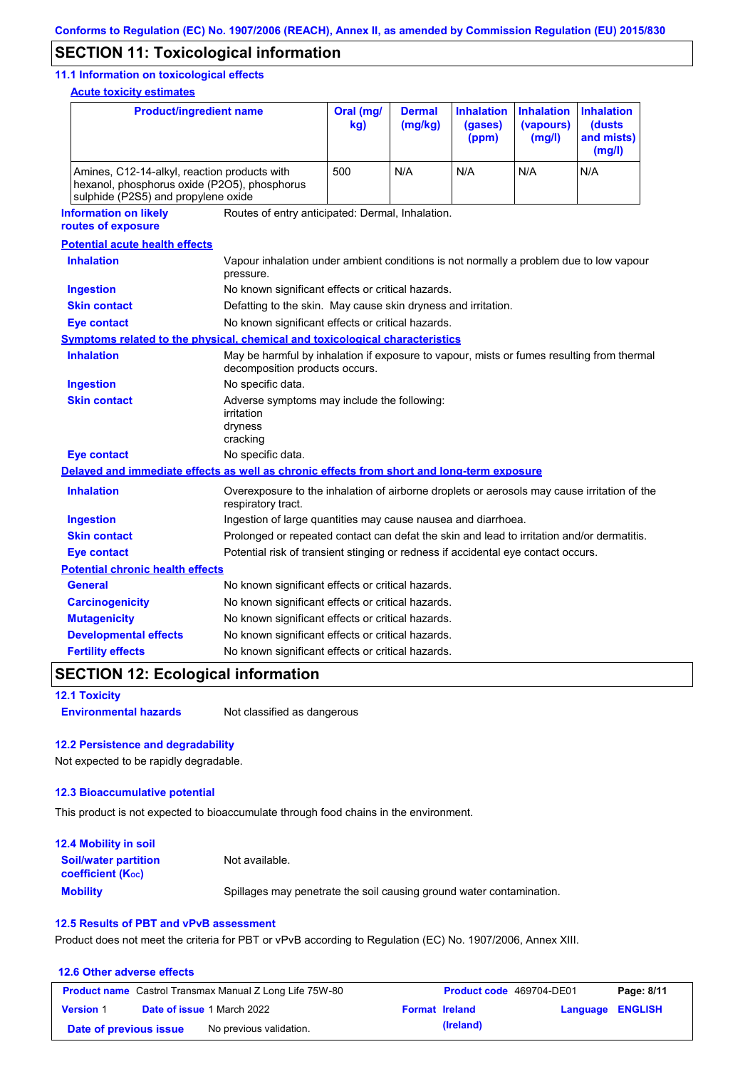## SECTION 11: Toxicological information

### 11.1 Information on toxicological effects

**Acute toxicity estimates**

| Product/ingredient name | Oral (mg/kg) | Dermal (mg/kg) | Inhalation (gases) (ppm) | Inhalation (vapours) (mg/l) | Inhalation (dusts and mists) (mg/l) |
|---|---|---|---|---|---|
| Amines, C12-14-alkyl, reaction products with hexanol, phosphorus oxide (P2O5), phosphorus sulphide (P2S5) and propylene oxide | 500 | N/A | N/A | N/A | N/A |

**Information on likely routes of exposure**: Routes of entry anticipated: Dermal, Inhalation.

**Potential acute health effects**

**Inhalation**: Vapour inhalation under ambient conditions is not normally a problem due to low vapour pressure.

**Ingestion**: No known significant effects or critical hazards.

**Skin contact**: Defatting to the skin. May cause skin dryness and irritation.

**Eye contact**: No known significant effects or critical hazards.

**Symptoms related to the physical, chemical and toxicological characteristics**

**Inhalation**: May be harmful by inhalation if exposure to vapour, mists or fumes resulting from thermal decomposition products occurs.

**Ingestion**: No specific data.

**Skin contact**: Adverse symptoms may include the following:
irritation
dryness
cracking

**Eye contact**: No specific data.

**Delayed and immediate effects as well as chronic effects from short and long-term exposure**

**Inhalation**: Overexposure to the inhalation of airborne droplets or aerosols may cause irritation of the respiratory tract.

**Ingestion**: Ingestion of large quantities may cause nausea and diarrhoea.

**Skin contact**: Prolonged or repeated contact can defat the skin and lead to irritation and/or dermatitis.

**Eye contact**: Potential risk of transient stinging or redness if accidental eye contact occurs.

**Potential chronic health effects**

**General**: No known significant effects or critical hazards.

**Carcinogenicity**: No known significant effects or critical hazards.

**Mutagenicity**: No known significant effects or critical hazards.

**Developmental effects**: No known significant effects or critical hazards.

**Fertility effects**: No known significant effects or critical hazards.

## SECTION 12: Ecological information

### 12.1 Toxicity

**Environmental hazards**: Not classified as dangerous

### 12.2 Persistence and degradability

Not expected to be rapidly degradable.

### 12.3 Bioaccumulative potential

This product is not expected to bioaccumulate through food chains in the environment.

### 12.4 Mobility in soil

**Soil/water partition coefficient ($K_{OC}$)**: Not available.

**Mobility**: Spillages may penetrate the soil causing ground water contamination.

### 12.5 Results of PBT and vPvB assessment

Product does not meet the criteria for PBT or vPvB according to Regulation (EC) No. 1907/2006, Annex XIII.

### 12.6 Other adverse effects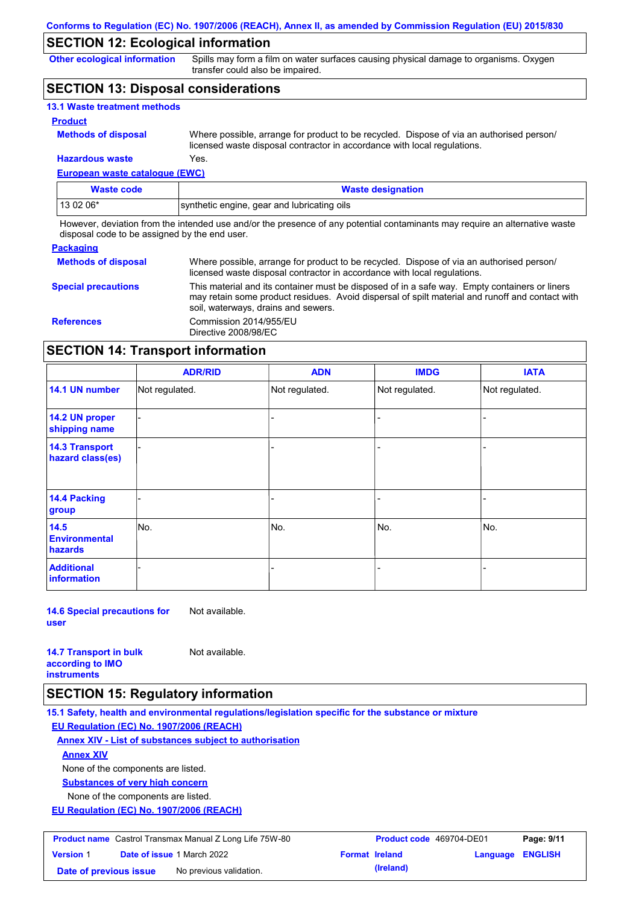Conforms to Regulation (EC) No. 1907/2006 (REACH), Annex II, as amended by Commission Regulation (EU) 2015/830

## SECTION 12: Ecological information

**Other ecological information** Spills may form a film on water surfaces causing physical damage to organisms. Oxygen transfer could also be impaired.

## SECTION 13: Disposal considerations

### 13.1 Waste treatment methods

**Product**

**Methods of disposal** Where possible, arrange for product to be recycled. Dispose of via an authorised person/ licensed waste disposal contractor in accordance with local regulations.

**Hazardous waste** Yes.

**European waste catalogue (EWC)**

| Waste code | Waste designation |
|---|---|
| 13 02 06* | synthetic engine, gear and lubricating oils |

However, deviation from the intended use and/or the presence of any potential contaminants may require an alternative waste disposal code to be assigned by the end user.

**Packaging**

**Methods of disposal** Where possible, arrange for product to be recycled. Dispose of via an authorised person/ licensed waste disposal contractor in accordance with local regulations.

**Special precautions** This material and its container must be disposed of in a safe way. Empty containers or liners may retain some product residues. Avoid dispersal of spilt material and runoff and contact with soil, waterways, drains and sewers.

**References** Commission 2014/955/EU
Directive 2008/98/EC

## SECTION 14: Transport information

| | ADR/RID | ADN | IMDG | IATA |
|---|---|---|---|---|
| 14.1 UN number | Not regulated. | Not regulated. | Not regulated. | Not regulated. |
| 14.2 UN proper shipping name | - | - | - | - |
| 14.3 Transport hazard class(es) | - | - | - | - |
| 14.4 Packing group | - | - | - | - |
| 14.5 Environmental hazards | No. | No. | No. | No. |
| Additional information | - | - | - | - |

**14.6 Special precautions for user** Not available.

**14.7 Transport in bulk according to IMO instruments** Not available.

## SECTION 15: Regulatory information

### 15.1 Safety, health and environmental regulations/legislation specific for the substance or mixture

**EU Regulation (EC) No. 1907/2006 (REACH)**

**Annex XIV - List of substances subject to authorisation**

**Annex XIV**

None of the components are listed.

**Substances of very high concern**

None of the components are listed.

**EU Regulation (EC) No. 1907/2006 (REACH)**

| | | | |
|---|---|---|---|
| **Product name** Castrol Transmax Manual Z Long Life 75W-80 | | **Product code** 469704-DE01 | |
| **Version** 1 | **Date of issue** 1 March 2022 | **Format** Ireland (Ireland) | **Language** ENGLISH |
| **Date of previous issue** | No previous validation. | | |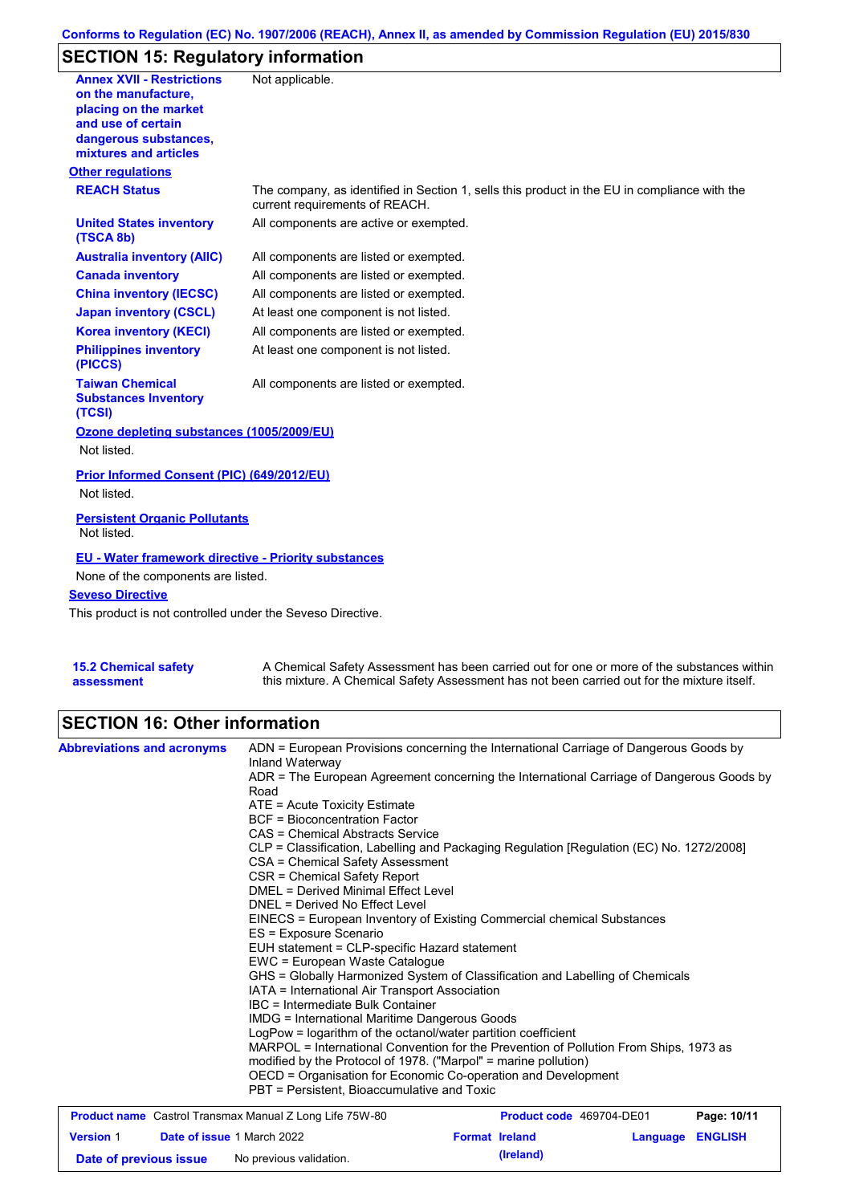## SECTION 15: Regulatory information

| | |
|---|---|
| **Annex XVII - Restrictions on the manufacture, placing on the market and use of certain dangerous substances, mixtures and articles** | Not applicable. |

**Other regulations**

| | |
|---|---|
| **REACH Status** | The company, as identified in Section 1, sells this product in the EU in compliance with the current requirements of REACH. |
| **United States inventory (TSCA 8b)** | All components are active or exempted. |
| **Australia inventory (AIIC)** | All components are listed or exempted. |
| **Canada inventory** | All components are listed or exempted. |
| **China inventory (IECSC)** | All components are listed or exempted. |
| **Japan inventory (CSCL)** | At least one component is not listed. |
| **Korea inventory (KECI)** | All components are listed or exempted. |
| **Philippines inventory (PICCS)** | At least one component is not listed. |
| **Taiwan Chemical Substances Inventory (TCSI)** | All components are listed or exempted. |

**Ozone depleting substances (1005/2009/EU)**

Not listed.

**Prior Informed Consent (PIC) (649/2012/EU)**

Not listed.

**Persistent Organic Pollutants**

Not listed.

**EU - Water framework directive - Priority substances**

None of the components are listed.

**Seveso Directive**

This product is not controlled under the Seveso Directive.

| | |
|---|---|
| **15.2 Chemical safety assessment** | A Chemical Safety Assessment has been carried out for one or more of the substances within this mixture. A Chemical Safety Assessment has not been carried out for the mixture itself. |

## SECTION 16: Other information

**Abbreviations and acronyms**

ADN = European Provisions concerning the International Carriage of Dangerous Goods by Inland Waterway
ADR = The European Agreement concerning the International Carriage of Dangerous Goods by Road
ATE = Acute Toxicity Estimate
BCF = Bioconcentration Factor
CAS = Chemical Abstracts Service
CLP = Classification, Labelling and Packaging Regulation [Regulation (EC) No. 1272/2008]
CSA = Chemical Safety Assessment
CSR = Chemical Safety Report
DMEL = Derived Minimal Effect Level
DNEL = Derived No Effect Level
EINECS = European Inventory of Existing Commercial chemical Substances
ES = Exposure Scenario
EUH statement = CLP-specific Hazard statement
EWC = European Waste Catalogue
GHS = Globally Harmonized System of Classification and Labelling of Chemicals
IATA = International Air Transport Association
IBC = Intermediate Bulk Container
IMDG = International Maritime Dangerous Goods
LogPow = logarithm of the octanol/water partition coefficient
MARPOL = International Convention for the Prevention of Pollution From Ships, 1973 as modified by the Protocol of 1978. ("Marpol" = marine pollution)
OECD = Organisation for Economic Co-operation and Development
PBT = Persistent, Bioaccumulative and Toxic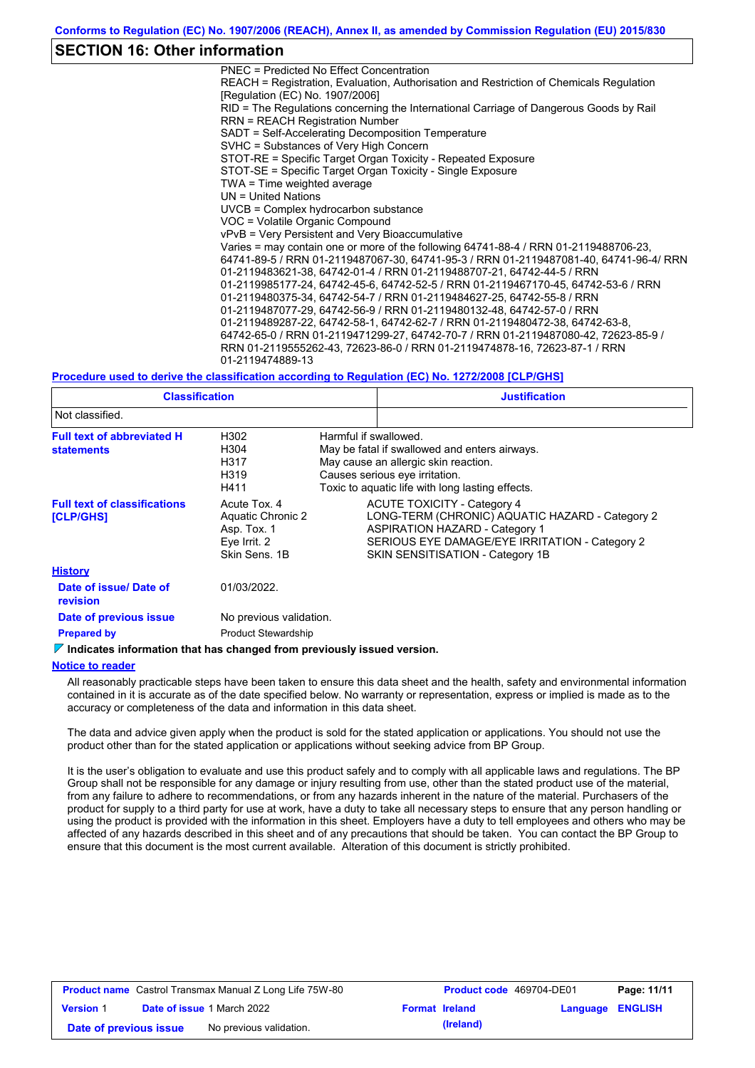## SECTION 16: Other information

PNEC = Predicted No Effect Concentration
REACH = Registration, Evaluation, Authorisation and Restriction of Chemicals Regulation [Regulation (EC) No. 1907/2006]
RID = The Regulations concerning the International Carriage of Dangerous Goods by Rail
RRN = REACH Registration Number
SADT = Self-Accelerating Decomposition Temperature
SVHC = Substances of Very High Concern
STOT-RE = Specific Target Organ Toxicity - Repeated Exposure
STOT-SE = Specific Target Organ Toxicity - Single Exposure
TWA = Time weighted average
UN = United Nations
UVCB = Complex hydrocarbon substance
VOC = Volatile Organic Compound
vPvB = Very Persistent and Very Bioaccumulative
Varies = may contain one or more of the following 64741-88-4 / RRN 01-2119488706-23, 64741-89-5 / RRN 01-2119487067-30, 64741-95-3 / RRN 01-2119487081-40, 64741-96-4/ RRN 01-2119483621-38, 64742-01-4 / RRN 01-2119488707-21, 64742-44-5 / RRN 01-2119985177-24, 64742-45-6, 64742-52-5 / RRN 01-2119467170-45, 64742-53-6 / RRN 01-2119480375-34, 64742-54-7 / RRN 01-2119484627-25, 64742-55-8 / RRN 01-2119487077-29, 64742-56-9 / RRN 01-2119480132-48, 64742-57-0 / RRN 01-2119489287-22, 64742-58-1, 64742-62-7 / RRN 01-2119480472-38, 64742-63-8, 64742-65-0 / RRN 01-2119471299-27, 64742-70-7 / RRN 01-2119487080-42, 72623-85-9 / RRN 01-2119555262-43, 72623-86-0 / RRN 01-2119474878-16, 72623-87-1 / RRN 01-2119474889-13

**Procedure used to derive the classification according to Regulation (EC) No. 1272/2008 [CLP/GHS]**

| Classification | Justification |
|---|---|
| Not classified. | |

**Full text of abbreviated H statements**

| | |
|---|---|
| H302 | Harmful if swallowed. |
| H304 | May be fatal if swallowed and enters airways. |
| H317 | May cause an allergic skin reaction. |
| H319 | Causes serious eye irritation. |
| H411 | Toxic to aquatic life with long lasting effects. |

**Full text of classifications [CLP/GHS]**

| | |
|---|---|
| Acute Tox. 4 | ACUTE TOXICITY - Category 4 |
| Aquatic Chronic 2 | LONG-TERM (CHRONIC) AQUATIC HAZARD - Category 2 |
| Asp. Tox. 1 | ASPIRATION HAZARD - Category 1 |
| Eye Irrit. 2 | SERIOUS EYE DAMAGE/EYE IRRITATION - Category 2 |
| Skin Sens. 1B | SKIN SENSITISATION - Category 1B |

**History**

**Date of issue/ Date of revision** 01/03/2022.

**Date of previous issue** No previous validation.

**Prepared by** Product Stewardship

**Indicates information that has changed from previously issued version.**

**Notice to reader**

All reasonably practicable steps have been taken to ensure this data sheet and the health, safety and environmental information contained in it is accurate as of the date specified below. No warranty or representation, express or implied is made as to the accuracy or completeness of the data and information in this data sheet.

The data and advice given apply when the product is sold for the stated application or applications. You should not use the product other than for the stated application or applications without seeking advice from BP Group.

It is the user's obligation to evaluate and use this product safely and to comply with all applicable laws and regulations. The BP Group shall not be responsible for any damage or injury resulting from use, other than the stated product use of the material, from any failure to adhere to recommendations, or from any hazards inherent in the nature of the material. Purchasers of the product for supply to a third party for use at work, have a duty to take all necessary steps to ensure that any person handling or using the product is provided with the information in this sheet. Employers have a duty to tell employees and others who may be affected of any hazards described in this sheet and of any precautions that should be taken. You can contact the BP Group to ensure that this document is the most current available. Alteration of this document is strictly prohibited.